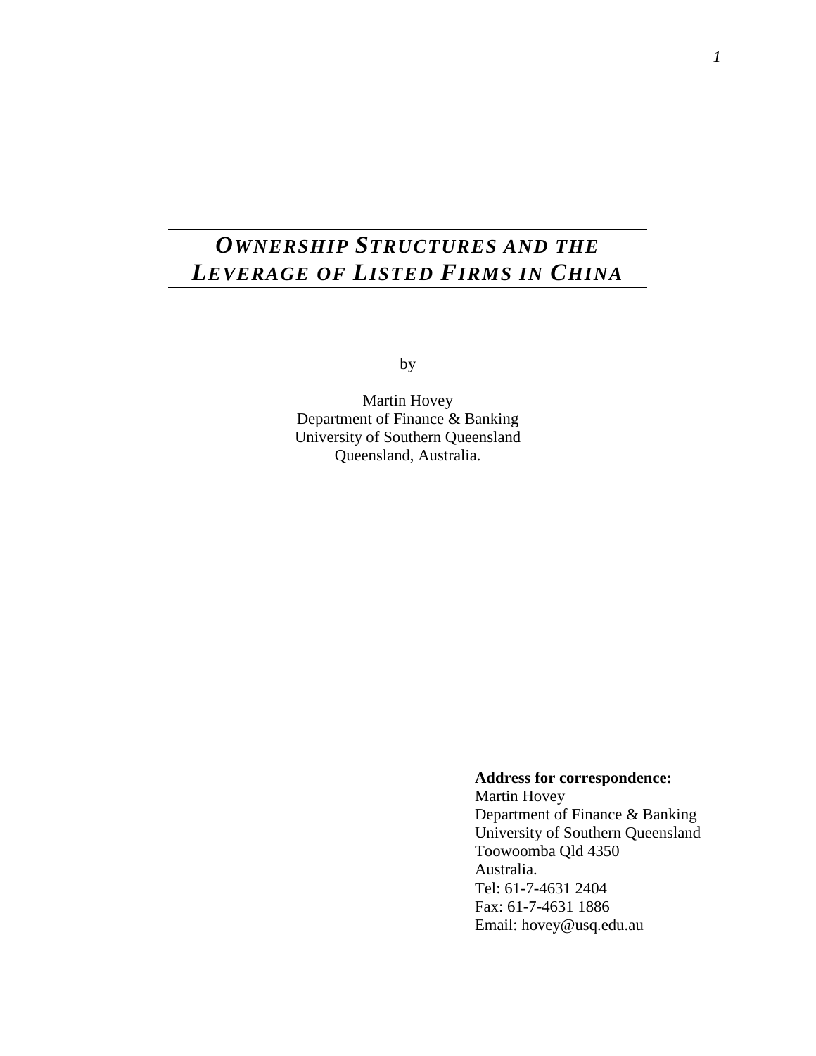# *Ownership Structures and the Leverage of Listed Firms in China*

by

Martin Hovey
Department of Finance & Banking
University of Southern Queensland
Queensland, Australia.

**Address for correspondence:**
Martin Hovey
Department of Finance & Banking
University of Southern Queensland
Toowoomba Qld 4350
Australia.
Tel: 61-7-4631 2404
Fax: 61-7-4631 1886
Email: hovey@usq.edu.au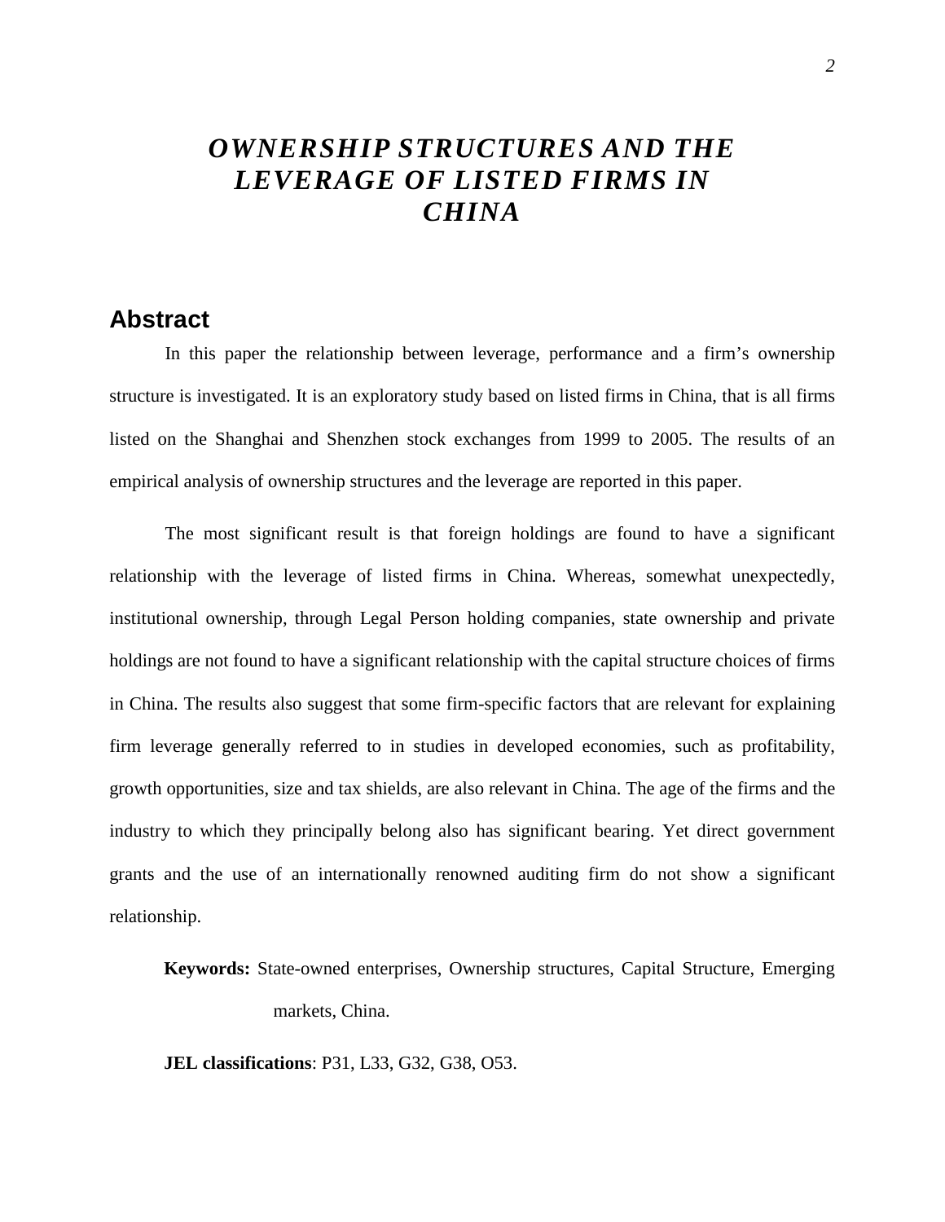# *OWNERSHIP STRUCTURES AND THE LEVERAGE OF LISTED FIRMS IN CHINA*

## Abstract

In this paper the relationship between leverage, performance and a firm's ownership structure is investigated. It is an exploratory study based on listed firms in China, that is all firms listed on the Shanghai and Shenzhen stock exchanges from 1999 to 2005. The results of an empirical analysis of ownership structures and the leverage are reported in this paper.

The most significant result is that foreign holdings are found to have a significant relationship with the leverage of listed firms in China. Whereas, somewhat unexpectedly, institutional ownership, through Legal Person holding companies, state ownership and private holdings are not found to have a significant relationship with the capital structure choices of firms in China. The results also suggest that some firm-specific factors that are relevant for explaining firm leverage generally referred to in studies in developed economies, such as profitability, growth opportunities, size and tax shields, are also relevant in China. The age of the firms and the industry to which they principally belong also has significant bearing. Yet direct government grants and the use of an internationally renowned auditing firm do not show a significant relationship.

**Keywords:** State-owned enterprises, Ownership structures, Capital Structure, Emerging markets, China.

**JEL classifications**: P31, L33, G32, G38, O53.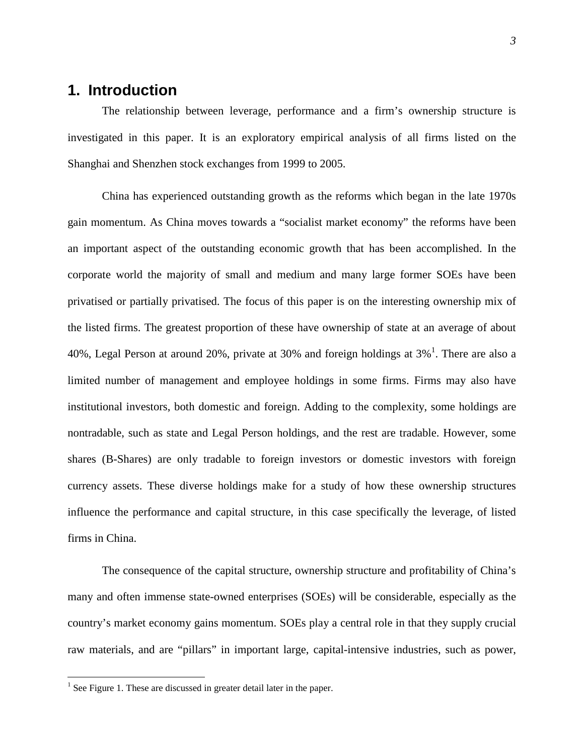# 1. Introduction

The relationship between leverage, performance and a firm's ownership structure is investigated in this paper. It is an exploratory empirical analysis of all firms listed on the Shanghai and Shenzhen stock exchanges from 1999 to 2005.

China has experienced outstanding growth as the reforms which began in the late 1970s gain momentum. As China moves towards a "socialist market economy" the reforms have been an important aspect of the outstanding economic growth that has been accomplished. In the corporate world the majority of small and medium and many large former SOEs have been privatised or partially privatised. The focus of this paper is on the interesting ownership mix of the listed firms. The greatest proportion of these have ownership of state at an average of about 40%, Legal Person at around 20%, private at 30% and foreign holdings at 3%[1]. There are also a limited number of management and employee holdings in some firms. Firms may also have institutional investors, both domestic and foreign. Adding to the complexity, some holdings are nontradable, such as state and Legal Person holdings, and the rest are tradable. However, some shares (B-Shares) are only tradable to foreign investors or domestic investors with foreign currency assets. These diverse holdings make for a study of how these ownership structures influence the performance and capital structure, in this case specifically the leverage, of listed firms in China.

The consequence of the capital structure, ownership structure and profitability of China's many and often immense state-owned enterprises (SOEs) will be considerable, especially as the country's market economy gains momentum. SOEs play a central role in that they supply crucial raw materials, and are "pillars" in important large, capital-intensive industries, such as power,

[1] See Figure 1. These are discussed in greater detail later in the paper.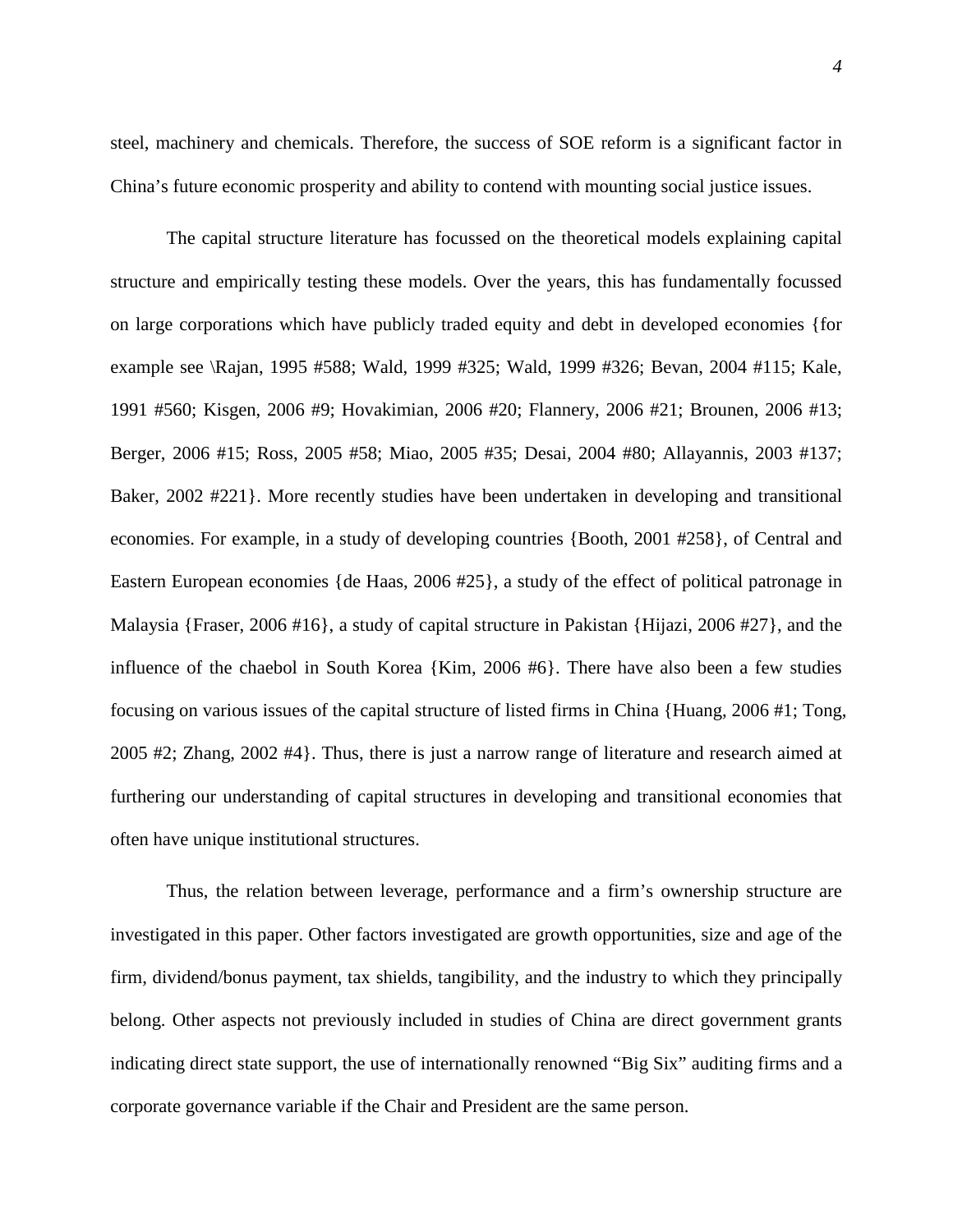steel, machinery and chemicals. Therefore, the success of SOE reform is a significant factor in China's future economic prosperity and ability to contend with mounting social justice issues.

The capital structure literature has focussed on the theoretical models explaining capital structure and empirically testing these models. Over the years, this has fundamentally focussed on large corporations which have publicly traded equity and debt in developed economies {for example see \Rajan, 1995 #588; Wald, 1999 #325; Wald, 1999 #326; Bevan, 2004 #115; Kale, 1991 #560; Kisgen, 2006 #9; Hovakimian, 2006 #20; Flannery, 2006 #21; Brounen, 2006 #13; Berger, 2006 #15; Ross, 2005 #58; Miao, 2005 #35; Desai, 2004 #80; Allayannis, 2003 #137; Baker, 2002 #221}. More recently studies have been undertaken in developing and transitional economies. For example, in a study of developing countries {Booth, 2001 #258}, of Central and Eastern European economies {de Haas, 2006 #25}, a study of the effect of political patronage in Malaysia {Fraser, 2006 #16}, a study of capital structure in Pakistan {Hijazi, 2006 #27}, and the influence of the chaebol in South Korea {Kim, 2006 #6}. There have also been a few studies focusing on various issues of the capital structure of listed firms in China {Huang, 2006 #1; Tong, 2005 #2; Zhang, 2002 #4}. Thus, there is just a narrow range of literature and research aimed at furthering our understanding of capital structures in developing and transitional economies that often have unique institutional structures.

Thus, the relation between leverage, performance and a firm's ownership structure are investigated in this paper. Other factors investigated are growth opportunities, size and age of the firm, dividend/bonus payment, tax shields, tangibility, and the industry to which they principally belong. Other aspects not previously included in studies of China are direct government grants indicating direct state support, the use of internationally renowned "Big Six" auditing firms and a corporate governance variable if the Chair and President are the same person.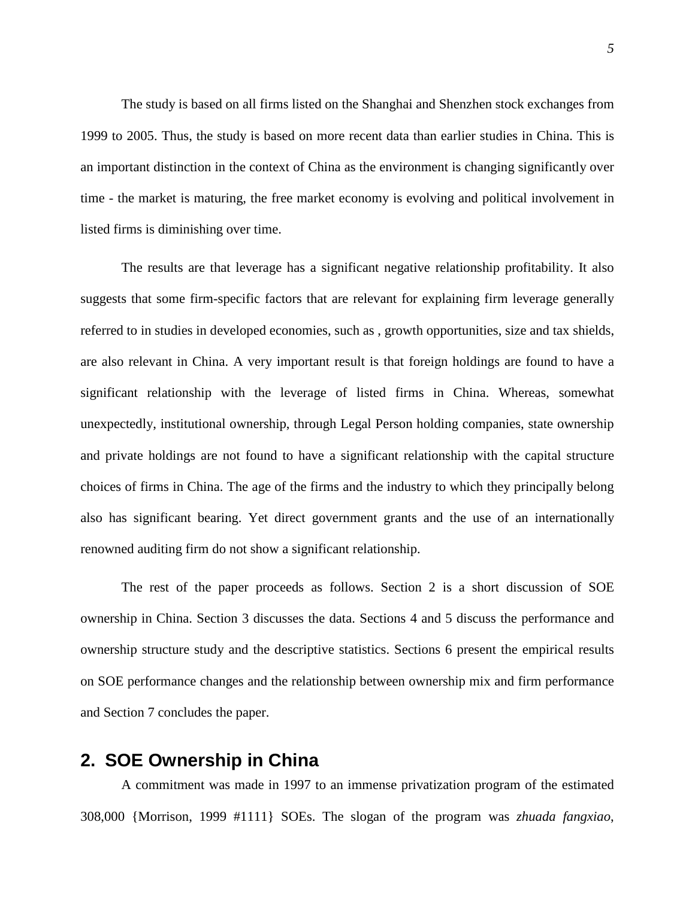The study is based on all firms listed on the Shanghai and Shenzhen stock exchanges from 1999 to 2005. Thus, the study is based on more recent data than earlier studies in China. This is an important distinction in the context of China as the environment is changing significantly over time - the market is maturing, the free market economy is evolving and political involvement in listed firms is diminishing over time.

The results are that leverage has a significant negative relationship profitability. It also suggests that some firm-specific factors that are relevant for explaining firm leverage generally referred to in studies in developed economies, such as , growth opportunities, size and tax shields, are also relevant in China. A very important result is that foreign holdings are found to have a significant relationship with the leverage of listed firms in China. Whereas, somewhat unexpectedly, institutional ownership, through Legal Person holding companies, state ownership and private holdings are not found to have a significant relationship with the capital structure choices of firms in China. The age of the firms and the industry to which they principally belong also has significant bearing. Yet direct government grants and the use of an internationally renowned auditing firm do not show a significant relationship.

The rest of the paper proceeds as follows. Section 2 is a short discussion of SOE ownership in China. Section 3 discusses the data. Sections 4 and 5 discuss the performance and ownership structure study and the descriptive statistics. Sections 6 present the empirical results on SOE performance changes and the relationship between ownership mix and firm performance and Section 7 concludes the paper.

## 2. SOE Ownership in China

A commitment was made in 1997 to an immense privatization program of the estimated 308,000 {Morrison, 1999 #1111} SOEs. The slogan of the program was *zhuada fangxiao*,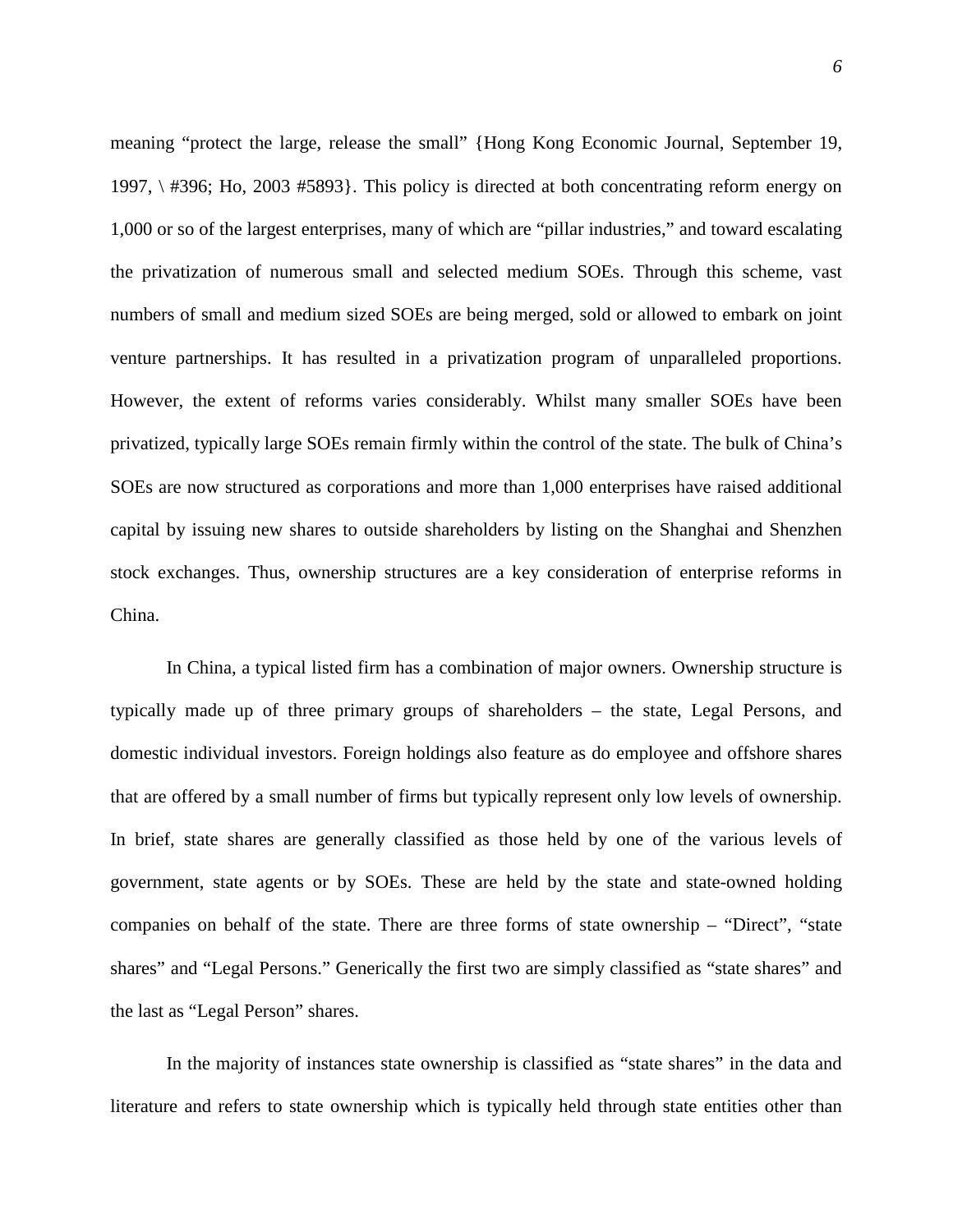meaning “protect the large, release the small” {Hong Kong Economic Journal, September 19, 1997, \ #396; Ho, 2003 #5893}. This policy is directed at both concentrating reform energy on 1,000 or so of the largest enterprises, many of which are “pillar industries,” and toward escalating the privatization of numerous small and selected medium SOEs. Through this scheme, vast numbers of small and medium sized SOEs are being merged, sold or allowed to embark on joint venture partnerships. It has resulted in a privatization program of unparalleled proportions. However, the extent of reforms varies considerably. Whilst many smaller SOEs have been privatized, typically large SOEs remain firmly within the control of the state. The bulk of China’s SOEs are now structured as corporations and more than 1,000 enterprises have raised additional capital by issuing new shares to outside shareholders by listing on the Shanghai and Shenzhen stock exchanges. Thus, ownership structures are a key consideration of enterprise reforms in China.

In China, a typical listed firm has a combination of major owners. Ownership structure is typically made up of three primary groups of shareholders – the state, Legal Persons, and domestic individual investors. Foreign holdings also feature as do employee and offshore shares that are offered by a small number of firms but typically represent only low levels of ownership. In brief, state shares are generally classified as those held by one of the various levels of government, state agents or by SOEs. These are held by the state and state-owned holding companies on behalf of the state. There are three forms of state ownership – “Direct”, “state shares” and “Legal Persons.” Generically the first two are simply classified as “state shares” and the last as “Legal Person” shares.

In the majority of instances state ownership is classified as “state shares” in the data and literature and refers to state ownership which is typically held through state entities other than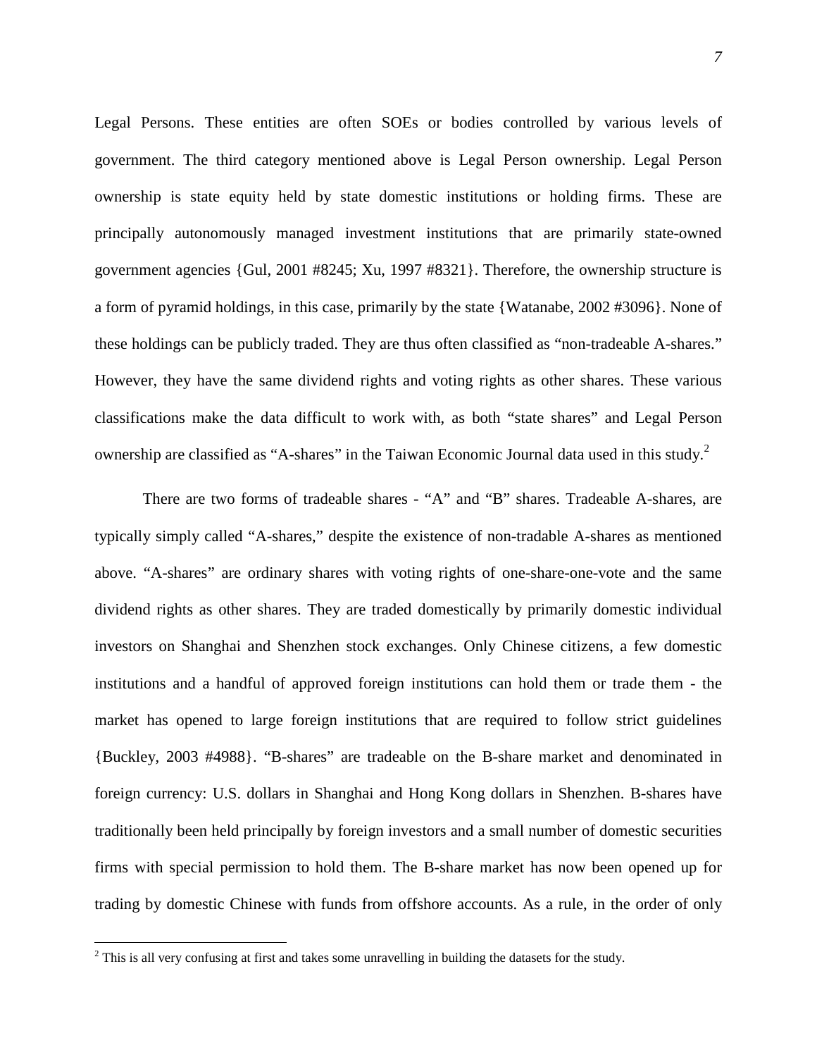Legal Persons. These entities are often SOEs or bodies controlled by various levels of government. The third category mentioned above is Legal Person ownership. Legal Person ownership is state equity held by state domestic institutions or holding firms. These are principally autonomously managed investment institutions that are primarily state-owned government agencies {Gul, 2001 #8245; Xu, 1997 #8321}. Therefore, the ownership structure is a form of pyramid holdings, in this case, primarily by the state {Watanabe, 2002 #3096}. None of these holdings can be publicly traded. They are thus often classified as "non-tradeable A-shares." However, they have the same dividend rights and voting rights as other shares. These various classifications make the data difficult to work with, as both "state shares" and Legal Person ownership are classified as "A-shares" in the Taiwan Economic Journal data used in this study.[2]

There are two forms of tradeable shares - "A" and "B" shares. Tradeable A-shares, are typically simply called "A-shares," despite the existence of non-tradable A-shares as mentioned above. "A-shares" are ordinary shares with voting rights of one-share-one-vote and the same dividend rights as other shares. They are traded domestically by primarily domestic individual investors on Shanghai and Shenzhen stock exchanges. Only Chinese citizens, a few domestic institutions and a handful of approved foreign institutions can hold them or trade them - the market has opened to large foreign institutions that are required to follow strict guidelines {Buckley, 2003 #4988}. "B-shares" are tradeable on the B-share market and denominated in foreign currency: U.S. dollars in Shanghai and Hong Kong dollars in Shenzhen. B-shares have traditionally been held principally by foreign investors and a small number of domestic securities firms with special permission to hold them. The B-share market has now been opened up for trading by domestic Chinese with funds from offshore accounts. As a rule, in the order of only

[2] This is all very confusing at first and takes some unravelling in building the datasets for the study.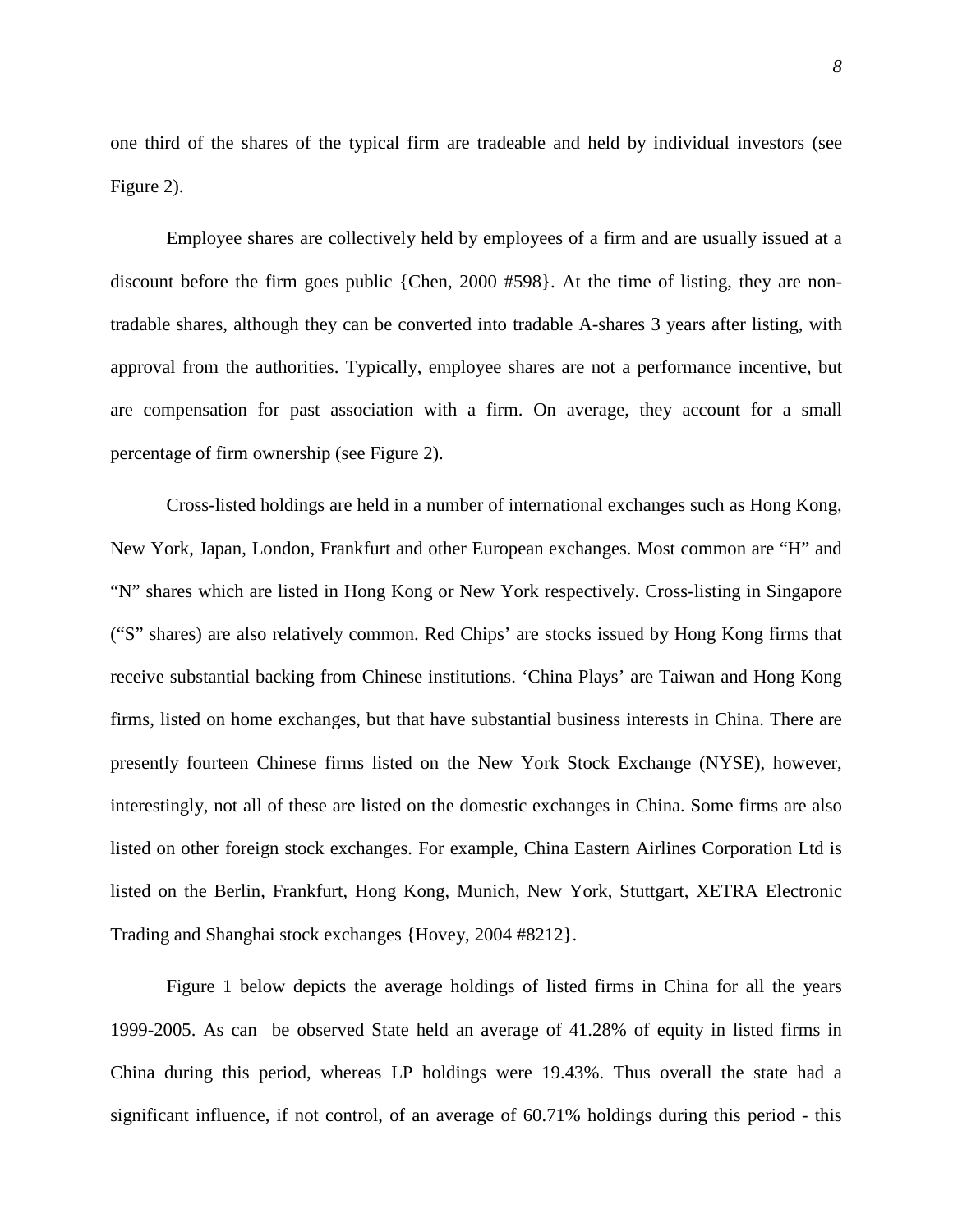one third of the shares of the typical firm are tradeable and held by individual investors (see Figure 2).

Employee shares are collectively held by employees of a firm and are usually issued at a discount before the firm goes public {Chen, 2000 #598}. At the time of listing, they are non-tradable shares, although they can be converted into tradable A-shares 3 years after listing, with approval from the authorities. Typically, employee shares are not a performance incentive, but are compensation for past association with a firm. On average, they account for a small percentage of firm ownership (see Figure 2).

Cross-listed holdings are held in a number of international exchanges such as Hong Kong, New York, Japan, London, Frankfurt and other European exchanges. Most common are "H" and "N" shares which are listed in Hong Kong or New York respectively. Cross-listing in Singapore ("S" shares) are also relatively common. Red Chips' are stocks issued by Hong Kong firms that receive substantial backing from Chinese institutions. 'China Plays' are Taiwan and Hong Kong firms, listed on home exchanges, but that have substantial business interests in China. There are presently fourteen Chinese firms listed on the New York Stock Exchange (NYSE), however, interestingly, not all of these are listed on the domestic exchanges in China. Some firms are also listed on other foreign stock exchanges. For example, China Eastern Airlines Corporation Ltd is listed on the Berlin, Frankfurt, Hong Kong, Munich, New York, Stuttgart, XETRA Electronic Trading and Shanghai stock exchanges {Hovey, 2004 #8212}.

Figure 1 below depicts the average holdings of listed firms in China for all the years 1999-2005. As can be observed State held an average of 41.28% of equity in listed firms in China during this period, whereas LP holdings were 19.43%. Thus overall the state had a significant influence, if not control, of an average of 60.71% holdings during this period - this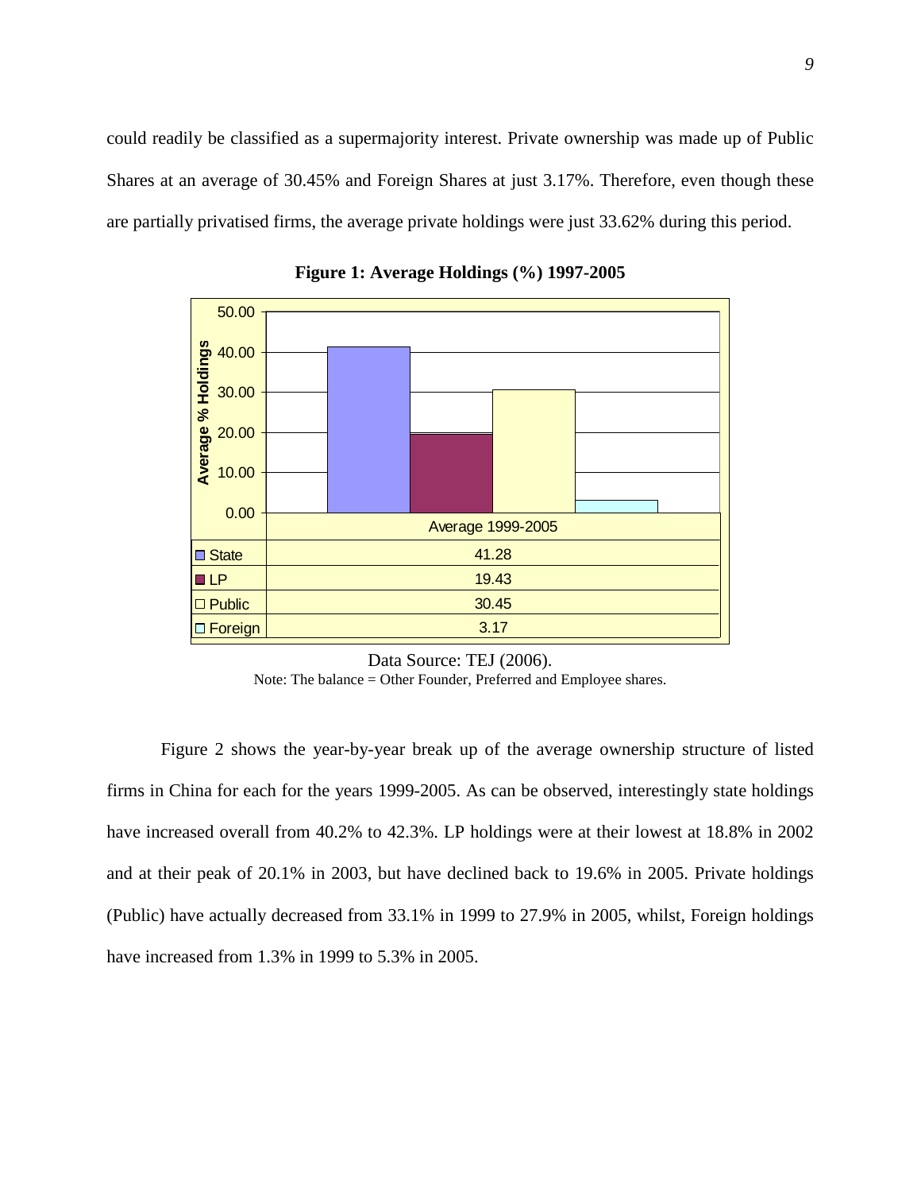could readily be classified as a supermajority interest. Private ownership was made up of Public Shares at an average of 30.45% and Foreign Shares at just 3.17%. Therefore, even though these are partially privatised firms, the average private holdings were just 33.62% during this period.

**Figure 1: Average Holdings (%) 1997-2005**

| | Average 1999-2005 |
|---|---|
| State | 41.28 |
| LP | 19.43 |
| Public | 30.45 |
| Foreign | 3.17 |

Data Source: TEJ (2006).
Note: The balance = Other Founder, Preferred and Employee shares.

Figure 2 shows the year-by-year break up of the average ownership structure of listed firms in China for each for the years 1999-2005. As can be observed, interestingly state holdings have increased overall from 40.2% to 42.3%. LP holdings were at their lowest at 18.8% in 2002 and at their peak of 20.1% in 2003, but have declined back to 19.6% in 2005. Private holdings (Public) have actually decreased from 33.1% in 1999 to 27.9% in 2005, whilst, Foreign holdings have increased from 1.3% in 1999 to 5.3% in 2005.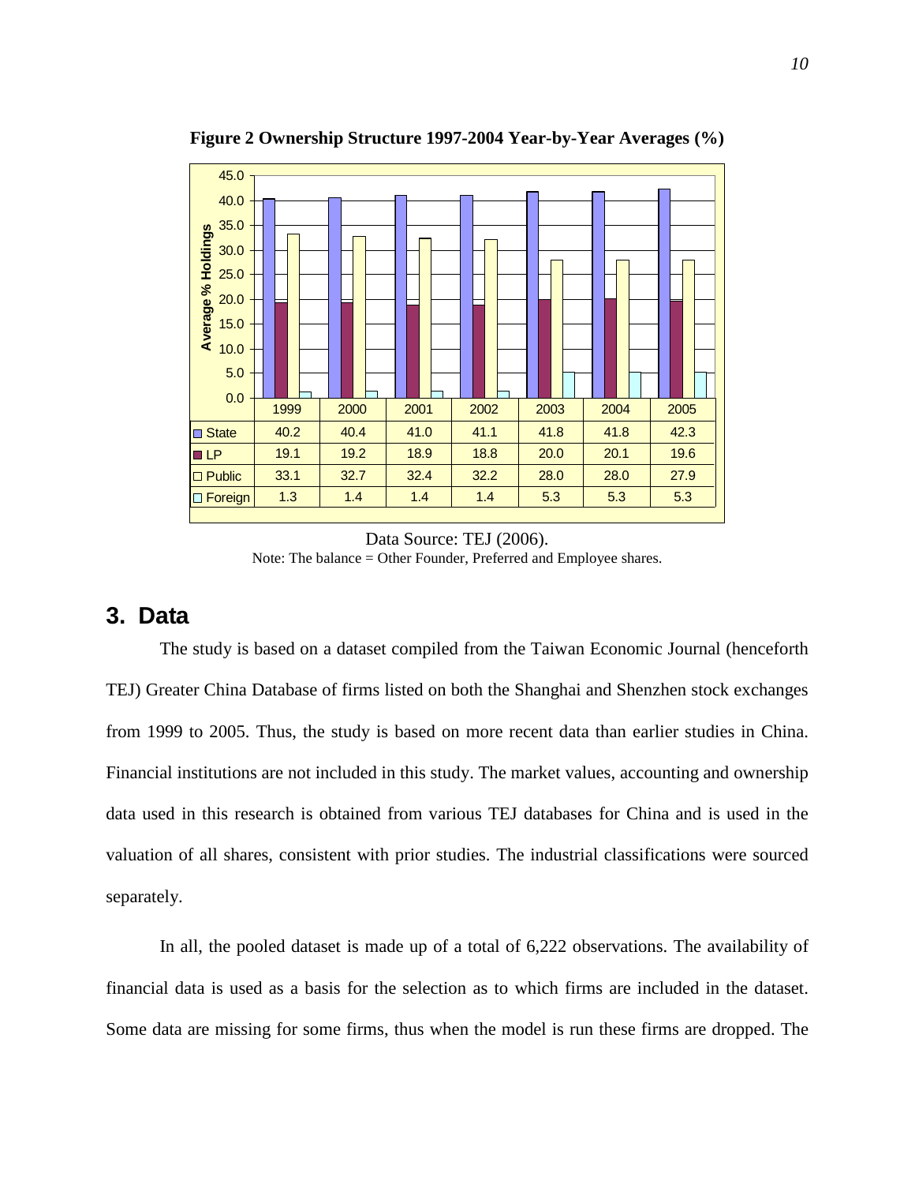**Figure 2 Ownership Structure 1997-2004 Year-by-Year Averages (%)**

| | 1999 | 2000 | 2001 | 2002 | 2003 | 2004 | 2005 |
|---|---|---|---|---|---|---|---|
| State | 40.2 | 40.4 | 41.0 | 41.1 | 41.8 | 41.8 | 42.3 |
| LP | 19.1 | 19.2 | 18.9 | 18.8 | 20.0 | 20.1 | 19.6 |
| Public | 33.1 | 32.7 | 32.4 | 32.2 | 28.0 | 28.0 | 27.9 |
| Foreign | 1.3 | 1.4 | 1.4 | 1.4 | 5.3 | 5.3 | 5.3 |

Data Source: TEJ (2006).

Note: The balance = Other Founder, Preferred and Employee shares.

## 3. Data

The study is based on a dataset compiled from the Taiwan Economic Journal (henceforth TEJ) Greater China Database of firms listed on both the Shanghai and Shenzhen stock exchanges from 1999 to 2005. Thus, the study is based on more recent data than earlier studies in China. Financial institutions are not included in this study. The market values, accounting and ownership data used in this research is obtained from various TEJ databases for China and is used in the valuation of all shares, consistent with prior studies. The industrial classifications were sourced separately.

In all, the pooled dataset is made up of a total of 6,222 observations. The availability of financial data is used as a basis for the selection as to which firms are included in the dataset. Some data are missing for some firms, thus when the model is run these firms are dropped. The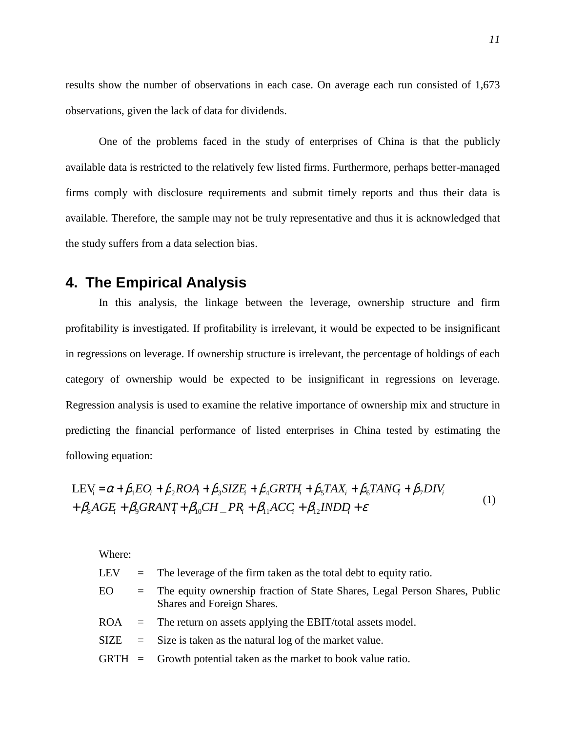results show the number of observations in each case. On average each run consisted of 1,673 observations, given the lack of data for dividends.

One of the problems faced in the study of enterprises of China is that the publicly available data is restricted to the relatively few listed firms. Furthermore, perhaps better-managed firms comply with disclosure requirements and submit timely reports and thus their data is available. Therefore, the sample may not be truly representative and thus it is acknowledged that the study suffers from a data selection bias.

## 4. The Empirical Analysis

In this analysis, the linkage between the leverage, ownership structure and firm profitability is investigated. If profitability is irrelevant, it would be expected to be insignificant in regressions on leverage. If ownership structure is irrelevant, the percentage of holdings of each category of ownership would be expected to be insignificant in regressions on leverage. Regression analysis is used to examine the relative importance of ownership mix and structure in predicting the financial performance of listed enterprises in China tested by estimating the following equation:

$$
\begin{aligned}
\mathrm{LEV}_i = \alpha &+ \beta_1 EO_i + \beta_2 ROA_i + \beta_3 SIZE_i + \beta_4 GRTH_i + \beta_5 TAX_i + \beta_6 TANG_i + \beta_7 DIV_i \\
&+ \beta_8 AGE_i + \beta_9 GRANT_i + \beta_{10} CH\_PR_i + \beta_{11} ACC_i + \beta_{12} INDD_i + \varepsilon
\end{aligned}
\tag{1}
$$

Where:

| | | |
|---|---|---|
| LEV | = | The leverage of the firm taken as the total debt to equity ratio. |
| EO | = | The equity ownership fraction of State Shares, Legal Person Shares, Public Shares and Foreign Shares. |
| ROA | = | The return on assets applying the EBIT/total assets model. |
| SIZE | = | Size is taken as the natural log of the market value. |
| GRTH | = | Growth potential taken as the market to book value ratio. |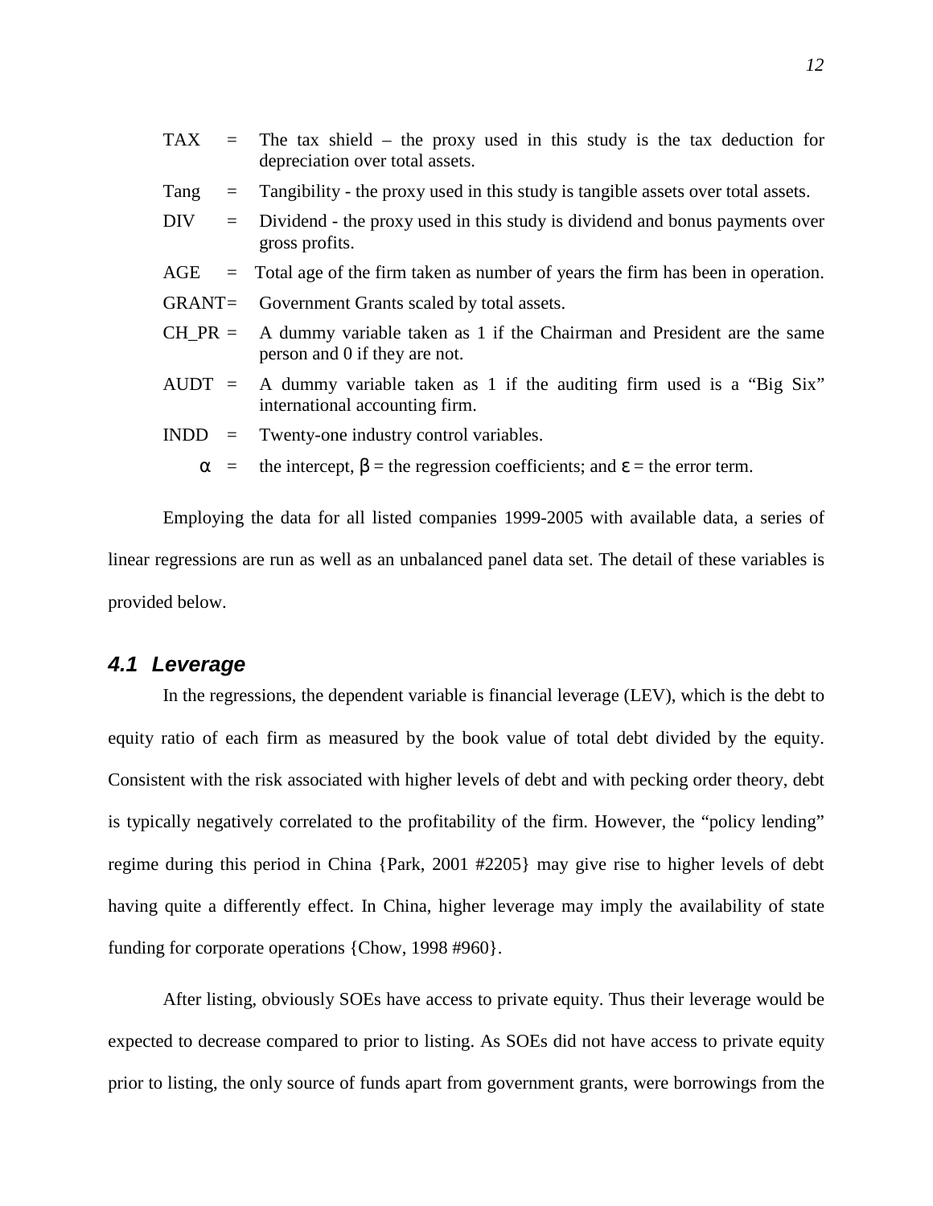TAX = The tax shield – the proxy used in this study is the tax deduction for depreciation over total assets.

Tang = Tangibility - the proxy used in this study is tangible assets over total assets.

DIV = Dividend - the proxy used in this study is dividend and bonus payments over gross profits.

AGE = Total age of the firm taken as number of years the firm has been in operation.

GRANT= Government Grants scaled by total assets.

CH_PR = A dummy variable taken as 1 if the Chairman and President are the same person and 0 if they are not.

AUDT = A dummy variable taken as 1 if the auditing firm used is a "Big Six" international accounting firm.

INDD = Twenty-one industry control variables.

$\alpha$ = the intercept, $\beta$ = the regression coefficients; and $\varepsilon$ = the error term.

Employing the data for all listed companies 1999-2005 with available data, a series of linear regressions are run as well as an unbalanced panel data set. The detail of these variables is provided below.

## 4.1 Leverage

In the regressions, the dependent variable is financial leverage (LEV), which is the debt to equity ratio of each firm as measured by the book value of total debt divided by the equity. Consistent with the risk associated with higher levels of debt and with pecking order theory, debt is typically negatively correlated to the profitability of the firm. However, the "policy lending" regime during this period in China {Park, 2001 #2205} may give rise to higher levels of debt having quite a differently effect. In China, higher leverage may imply the availability of state funding for corporate operations {Chow, 1998 #960}.

After listing, obviously SOEs have access to private equity. Thus their leverage would be expected to decrease compared to prior to listing. As SOEs did not have access to private equity prior to listing, the only source of funds apart from government grants, were borrowings from the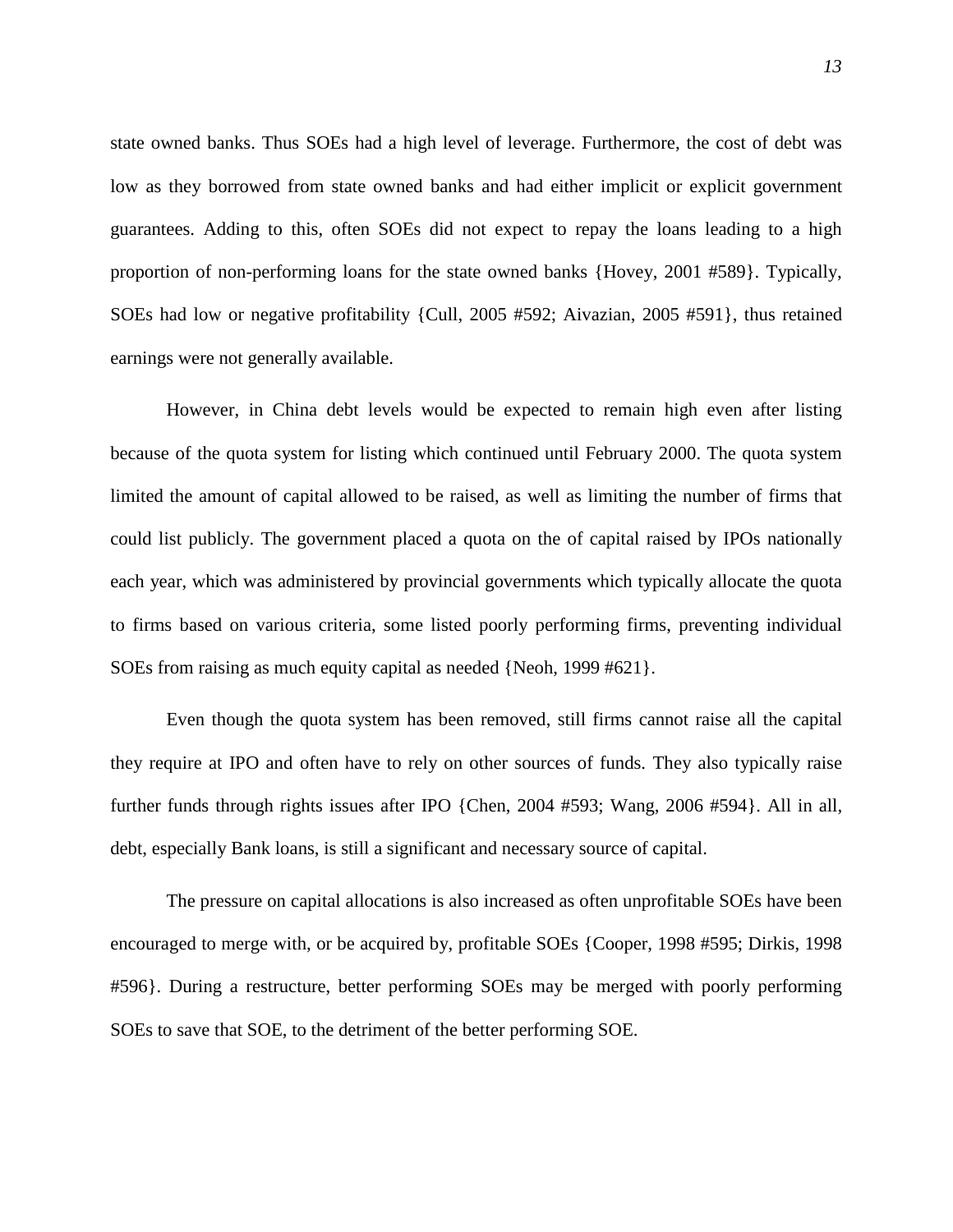state owned banks. Thus SOEs had a high level of leverage. Furthermore, the cost of debt was low as they borrowed from state owned banks and had either implicit or explicit government guarantees. Adding to this, often SOEs did not expect to repay the loans leading to a high proportion of non-performing loans for the state owned banks {Hovey, 2001 #589}. Typically, SOEs had low or negative profitability {Cull, 2005 #592; Aivazian, 2005 #591}, thus retained earnings were not generally available.

However, in China debt levels would be expected to remain high even after listing because of the quota system for listing which continued until February 2000. The quota system limited the amount of capital allowed to be raised, as well as limiting the number of firms that could list publicly. The government placed a quota on the of capital raised by IPOs nationally each year, which was administered by provincial governments which typically allocate the quota to firms based on various criteria, some listed poorly performing firms, preventing individual SOEs from raising as much equity capital as needed {Neoh, 1999 #621}.

Even though the quota system has been removed, still firms cannot raise all the capital they require at IPO and often have to rely on other sources of funds. They also typically raise further funds through rights issues after IPO {Chen, 2004 #593; Wang, 2006 #594}. All in all, debt, especially Bank loans, is still a significant and necessary source of capital.

The pressure on capital allocations is also increased as often unprofitable SOEs have been encouraged to merge with, or be acquired by, profitable SOEs {Cooper, 1998 #595; Dirkis, 1998 #596}. During a restructure, better performing SOEs may be merged with poorly performing SOEs to save that SOE, to the detriment of the better performing SOE.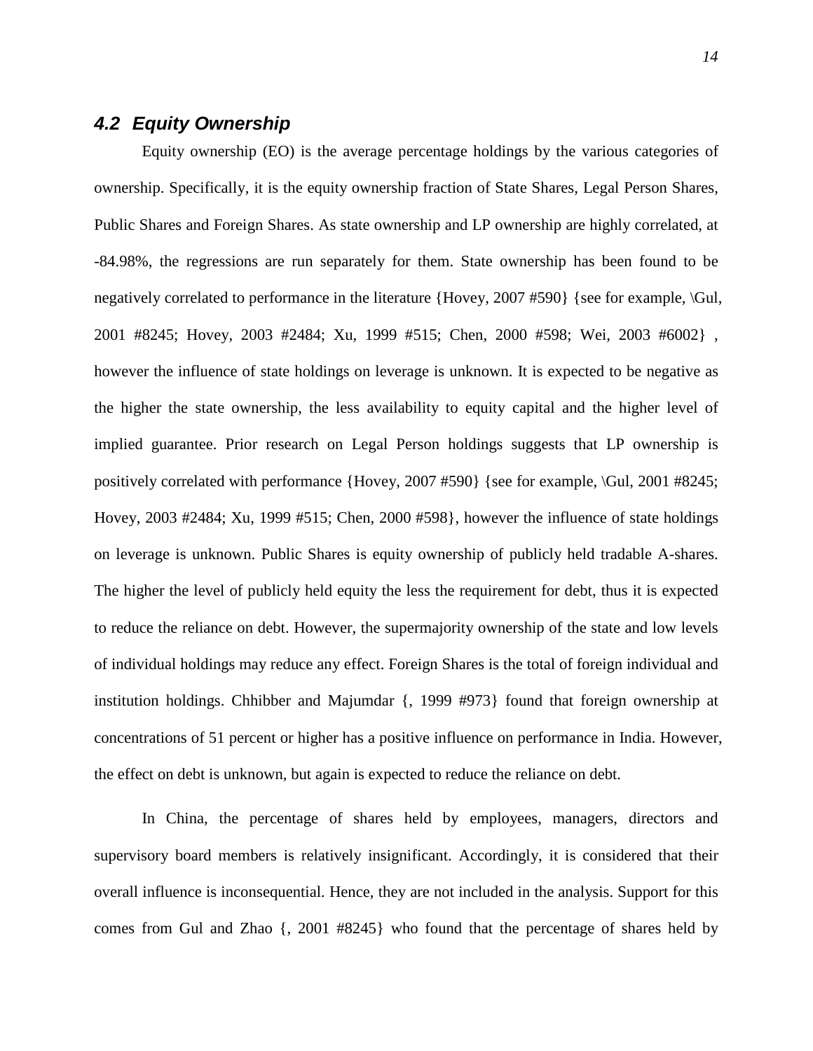## 4.2 Equity Ownership

Equity ownership (EO) is the average percentage holdings by the various categories of ownership. Specifically, it is the equity ownership fraction of State Shares, Legal Person Shares, Public Shares and Foreign Shares. As state ownership and LP ownership are highly correlated, at -84.98%, the regressions are run separately for them. State ownership has been found to be negatively correlated to performance in the literature {Hovey, 2007 #590} {see for example, \Gul, 2001 #8245; Hovey, 2003 #2484; Xu, 1999 #515; Chen, 2000 #598; Wei, 2003 #6002} , however the influence of state holdings on leverage is unknown. It is expected to be negative as the higher the state ownership, the less availability to equity capital and the higher level of implied guarantee. Prior research on Legal Person holdings suggests that LP ownership is positively correlated with performance {Hovey, 2007 #590} {see for example, \Gul, 2001 #8245; Hovey, 2003 #2484; Xu, 1999 #515; Chen, 2000 #598}, however the influence of state holdings on leverage is unknown. Public Shares is equity ownership of publicly held tradable A-shares. The higher the level of publicly held equity the less the requirement for debt, thus it is expected to reduce the reliance on debt. However, the supermajority ownership of the state and low levels of individual holdings may reduce any effect. Foreign Shares is the total of foreign individual and institution holdings. Chhibber and Majumdar {, 1999 #973} found that foreign ownership at concentrations of 51 percent or higher has a positive influence on performance in India. However, the effect on debt is unknown, but again is expected to reduce the reliance on debt.

In China, the percentage of shares held by employees, managers, directors and supervisory board members is relatively insignificant. Accordingly, it is considered that their overall influence is inconsequential. Hence, they are not included in the analysis. Support for this comes from Gul and Zhao {, 2001 #8245} who found that the percentage of shares held by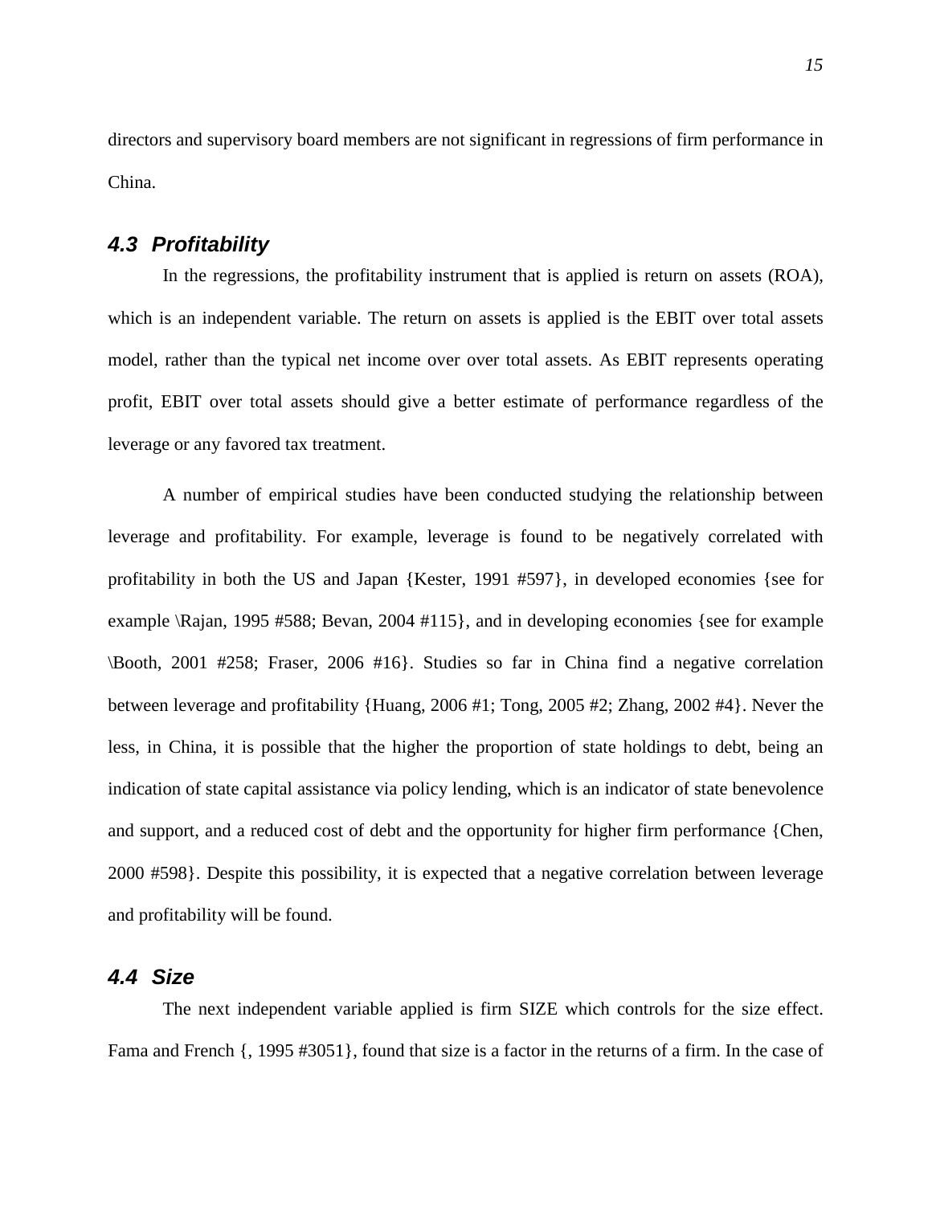directors and supervisory board members are not significant in regressions of firm performance in China.

### 4.3 Profitability

In the regressions, the profitability instrument that is applied is return on assets (ROA), which is an independent variable. The return on assets is applied is the EBIT over total assets model, rather than the typical net income over over total assets. As EBIT represents operating profit, EBIT over total assets should give a better estimate of performance regardless of the leverage or any favored tax treatment.

A number of empirical studies have been conducted studying the relationship between leverage and profitability. For example, leverage is found to be negatively correlated with profitability in both the US and Japan {Kester, 1991 #597}, in developed economies {see for example \Rajan, 1995 #588; Bevan, 2004 #115}, and in developing economies {see for example \Booth, 2001 #258; Fraser, 2006 #16}. Studies so far in China find a negative correlation between leverage and profitability {Huang, 2006 #1; Tong, 2005 #2; Zhang, 2002 #4}. Never the less, in China, it is possible that the higher the proportion of state holdings to debt, being an indication of state capital assistance via policy lending, which is an indicator of state benevolence and support, and a reduced cost of debt and the opportunity for higher firm performance {Chen, 2000 #598}. Despite this possibility, it is expected that a negative correlation between leverage and profitability will be found.

### 4.4 Size

The next independent variable applied is firm SIZE which controls for the size effect. Fama and French {, 1995 #3051}, found that size is a factor in the returns of a firm. In the case of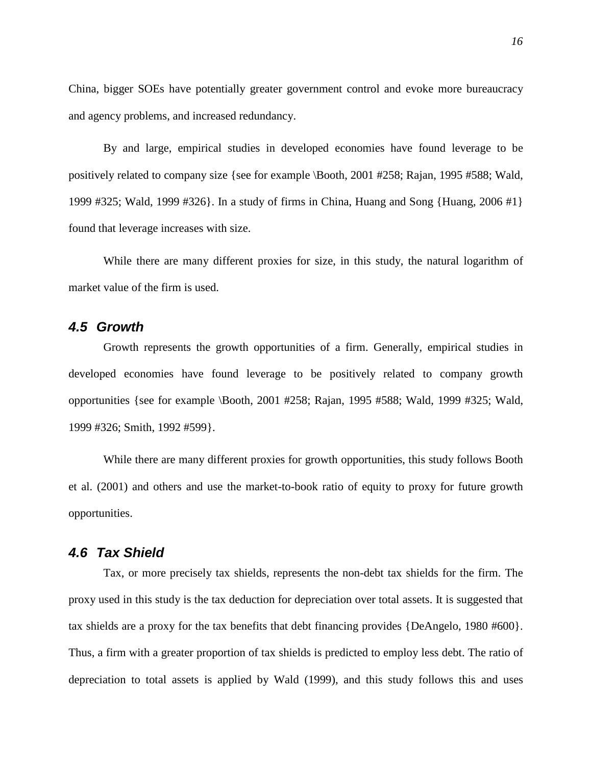China, bigger SOEs have potentially greater government control and evoke more bureaucracy and agency problems, and increased redundancy.

By and large, empirical studies in developed economies have found leverage to be positively related to company size {see for example \Booth, 2001 #258; Rajan, 1995 #588; Wald, 1999 #325; Wald, 1999 #326}. In a study of firms in China, Huang and Song {Huang, 2006 #1} found that leverage increases with size.

While there are many different proxies for size, in this study, the natural logarithm of market value of the firm is used.

### *4.5 Growth*

Growth represents the growth opportunities of a firm. Generally, empirical studies in developed economies have found leverage to be positively related to company growth opportunities {see for example \Booth, 2001 #258; Rajan, 1995 #588; Wald, 1999 #325; Wald, 1999 #326; Smith, 1992 #599}.

While there are many different proxies for growth opportunities, this study follows Booth et al. (2001) and others and use the market-to-book ratio of equity to proxy for future growth opportunities.

### *4.6 Tax Shield*

Tax, or more precisely tax shields, represents the non-debt tax shields for the firm. The proxy used in this study is the tax deduction for depreciation over total assets. It is suggested that tax shields are a proxy for the tax benefits that debt financing provides {DeAngelo, 1980 #600}. Thus, a firm with a greater proportion of tax shields is predicted to employ less debt. The ratio of depreciation to total assets is applied by Wald (1999), and this study follows this and uses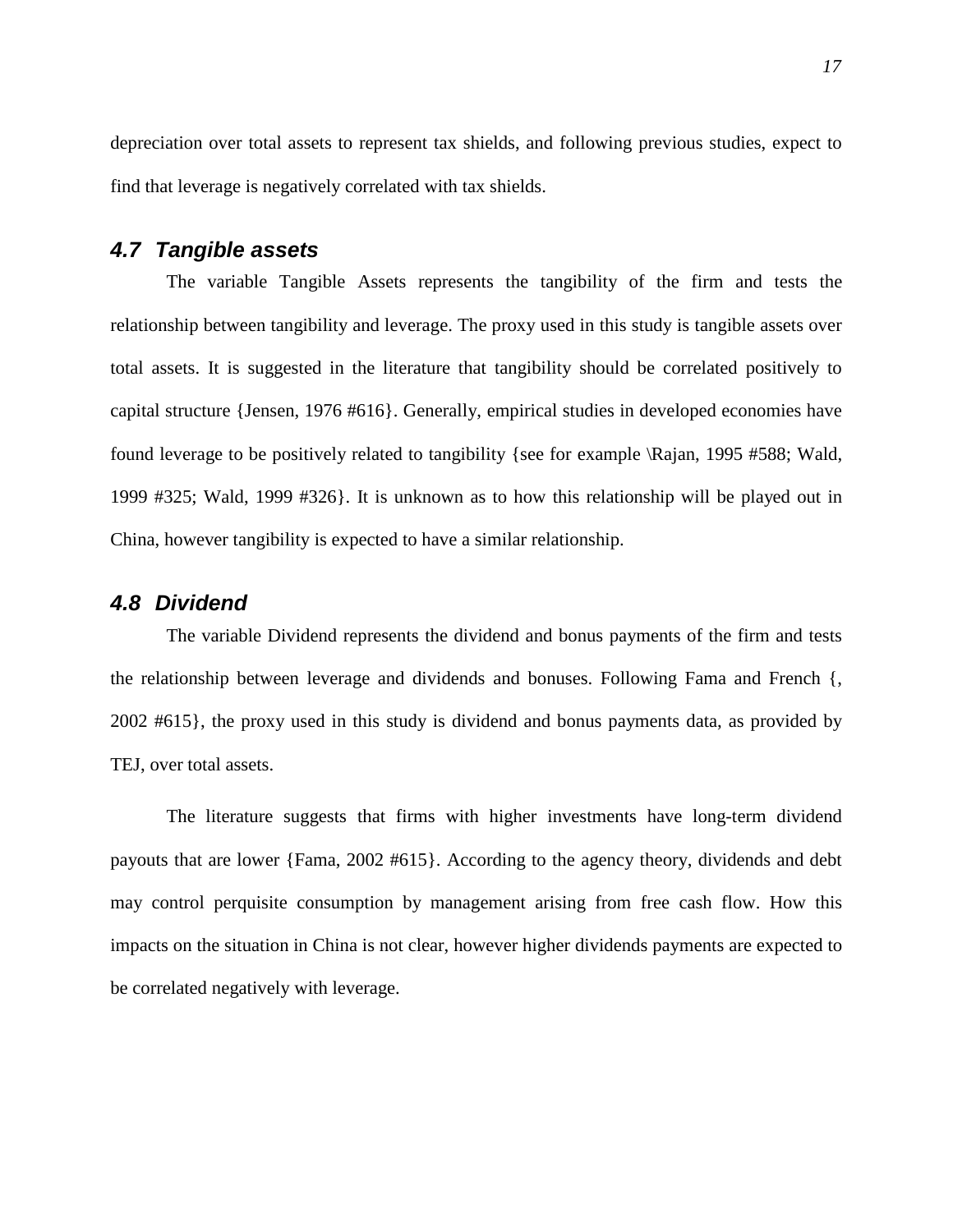depreciation over total assets to represent tax shields, and following previous studies, expect to find that leverage is negatively correlated with tax shields.

### *4.7 Tangible assets*

The variable Tangible Assets represents the tangibility of the firm and tests the relationship between tangibility and leverage. The proxy used in this study is tangible assets over total assets. It is suggested in the literature that tangibility should be correlated positively to capital structure {Jensen, 1976 #616}. Generally, empirical studies in developed economies have found leverage to be positively related to tangibility {see for example \Rajan, 1995 #588; Wald, 1999 #325; Wald, 1999 #326}. It is unknown as to how this relationship will be played out in China, however tangibility is expected to have a similar relationship.

### *4.8 Dividend*

The variable Dividend represents the dividend and bonus payments of the firm and tests the relationship between leverage and dividends and bonuses. Following Fama and French {, 2002 #615}, the proxy used in this study is dividend and bonus payments data, as provided by TEJ, over total assets.

The literature suggests that firms with higher investments have long-term dividend payouts that are lower {Fama, 2002 #615}. According to the agency theory, dividends and debt may control perquisite consumption by management arising from free cash flow. How this impacts on the situation in China is not clear, however higher dividends payments are expected to be correlated negatively with leverage.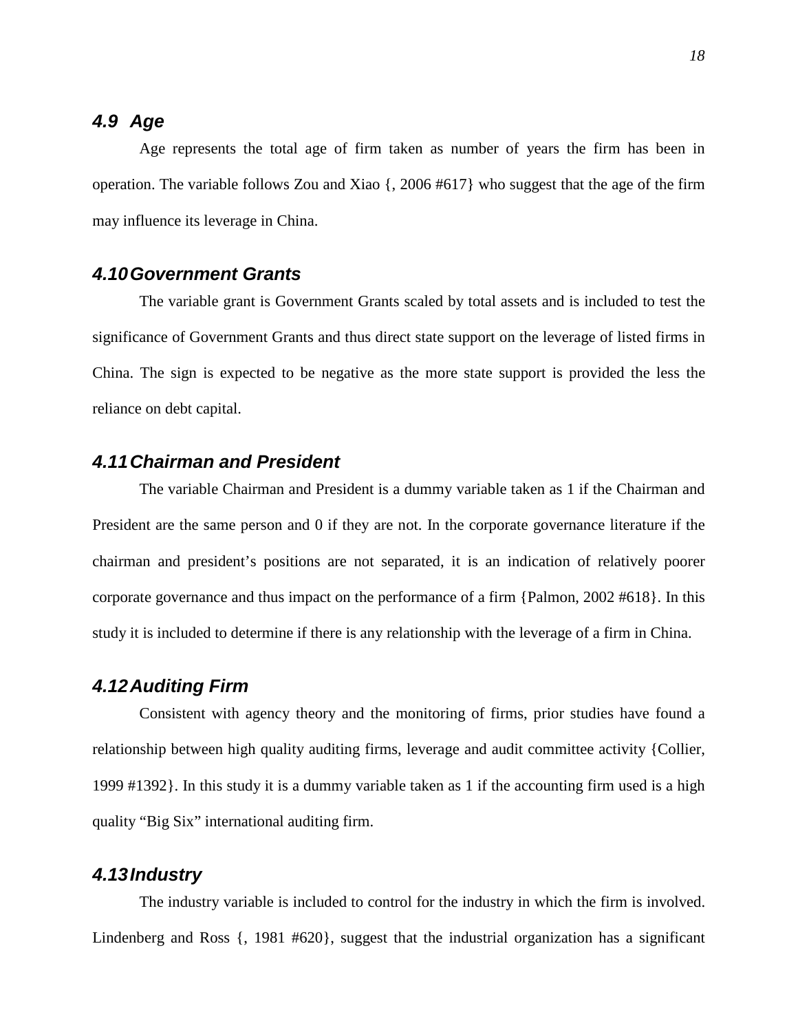## *4.9 Age*

Age represents the total age of firm taken as number of years the firm has been in operation. The variable follows Zou and Xiao {, 2006 #617} who suggest that the age of the firm may influence its leverage in China.

## *4.10 Government Grants*

The variable grant is Government Grants scaled by total assets and is included to test the significance of Government Grants and thus direct state support on the leverage of listed firms in China. The sign is expected to be negative as the more state support is provided the less the reliance on debt capital.

## *4.11 Chairman and President*

The variable Chairman and President is a dummy variable taken as 1 if the Chairman and President are the same person and 0 if they are not. In the corporate governance literature if the chairman and president's positions are not separated, it is an indication of relatively poorer corporate governance and thus impact on the performance of a firm {Palmon, 2002 #618}. In this study it is included to determine if there is any relationship with the leverage of a firm in China.

## *4.12 Auditing Firm*

Consistent with agency theory and the monitoring of firms, prior studies have found a relationship between high quality auditing firms, leverage and audit committee activity {Collier, 1999 #1392}. In this study it is a dummy variable taken as 1 if the accounting firm used is a high quality "Big Six" international auditing firm.

## *4.13 Industry*

The industry variable is included to control for the industry in which the firm is involved. Lindenberg and Ross {, 1981 #620}, suggest that the industrial organization has a significant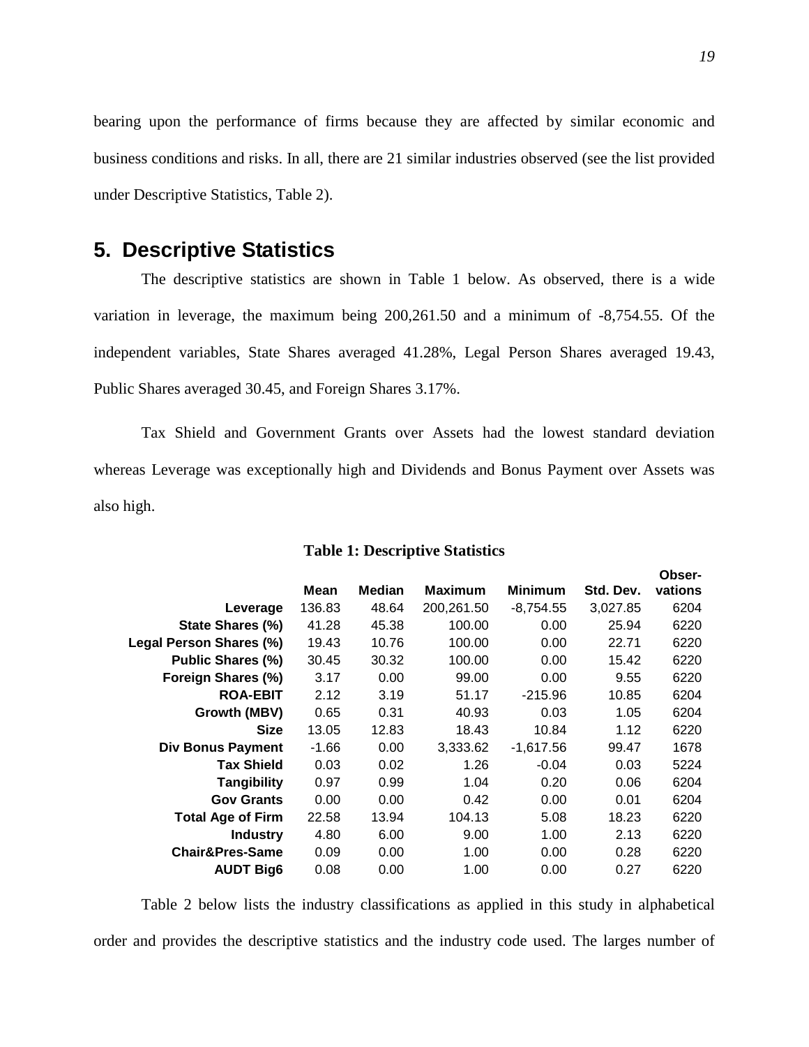bearing upon the performance of firms because they are affected by similar economic and business conditions and risks. In all, there are 21 similar industries observed (see the list provided under Descriptive Statistics, Table 2).

## 5. Descriptive Statistics

The descriptive statistics are shown in Table 1 below. As observed, there is a wide variation in leverage, the maximum being 200,261.50 and a minimum of -8,754.55. Of the independent variables, State Shares averaged 41.28%, Legal Person Shares averaged 19.43, Public Shares averaged 30.45, and Foreign Shares 3.17%.

Tax Shield and Government Grants over Assets had the lowest standard deviation whereas Leverage was exceptionally high and Dividends and Bonus Payment over Assets was also high.

**Table 1: Descriptive Statistics**

| | Mean | Median | Maximum | Minimum | Std. Dev. | Obser-vations |
|---|---|---|---|---|---|---|
| **Leverage** | 136.83 | 48.64 | 200,261.50 | -8,754.55 | 3,027.85 | 6204 |
| **State Shares (%)** | 41.28 | 45.38 | 100.00 | 0.00 | 25.94 | 6220 |
| **Legal Person Shares (%)** | 19.43 | 10.76 | 100.00 | 0.00 | 22.71 | 6220 |
| **Public Shares (%)** | 30.45 | 30.32 | 100.00 | 0.00 | 15.42 | 6220 |
| **Foreign Shares (%)** | 3.17 | 0.00 | 99.00 | 0.00 | 9.55 | 6220 |
| **ROA-EBIT** | 2.12 | 3.19 | 51.17 | -215.96 | 10.85 | 6204 |
| **Growth (MBV)** | 0.65 | 0.31 | 40.93 | 0.03 | 1.05 | 6204 |
| **Size** | 13.05 | 12.83 | 18.43 | 10.84 | 1.12 | 6220 |
| **Div Bonus Payment** | -1.66 | 0.00 | 3,333.62 | -1,617.56 | 99.47 | 1678 |
| **Tax Shield** | 0.03 | 0.02 | 1.26 | -0.04 | 0.03 | 5224 |
| **Tangibility** | 0.97 | 0.99 | 1.04 | 0.20 | 0.06 | 6204 |
| **Gov Grants** | 0.00 | 0.00 | 0.42 | 0.00 | 0.01 | 6204 |
| **Total Age of Firm** | 22.58 | 13.94 | 104.13 | 5.08 | 18.23 | 6220 |
| **Industry** | 4.80 | 6.00 | 9.00 | 1.00 | 2.13 | 6220 |
| **Chair&Pres-Same** | 0.09 | 0.00 | 1.00 | 0.00 | 0.28 | 6220 |
| **AUDT Big6** | 0.08 | 0.00 | 1.00 | 0.00 | 0.27 | 6220 |

Table 2 below lists the industry classifications as applied in this study in alphabetical order and provides the descriptive statistics and the industry code used. The larges number of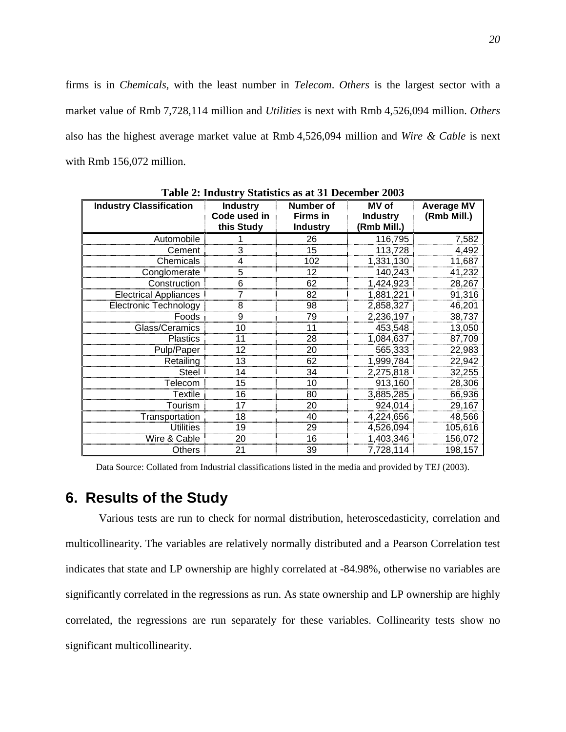firms is in *Chemicals*, with the least number in *Telecom*. *Others* is the largest sector with a market value of Rmb 7,728,114 million and *Utilities* is next with Rmb 4,526,094 million. *Others* also has the highest average market value at Rmb 4,526,094 million and *Wire & Cable* is next with Rmb 156,072 million.

**Table 2: Industry Statistics as at 31 December 2003**

| Industry Classification | Industry Code used in this Study | Number of Firms in Industry | MV of Industry (Rmb Mill.) | Average MV (Rmb Mill.) |
|---|---|---|---|---|
| Automobile | 1 | 26 | 116,795 | 7,582 |
| Cement | 3 | 15 | 113,728 | 4,492 |
| Chemicals | 4 | 102 | 1,331,130 | 11,687 |
| Conglomerate | 5 | 12 | 140,243 | 41,232 |
| Construction | 6 | 62 | 1,424,923 | 28,267 |
| Electrical Appliances | 7 | 82 | 1,881,221 | 91,316 |
| Electronic Technology | 8 | 98 | 2,858,327 | 46,201 |
| Foods | 9 | 79 | 2,236,197 | 38,737 |
| Glass/Ceramics | 10 | 11 | 453,548 | 13,050 |
| Plastics | 11 | 28 | 1,084,637 | 87,709 |
| Pulp/Paper | 12 | 20 | 565,333 | 22,983 |
| Retailing | 13 | 62 | 1,999,784 | 22,942 |
| Steel | 14 | 34 | 2,275,818 | 32,255 |
| Telecom | 15 | 10 | 913,160 | 28,306 |
| Textile | 16 | 80 | 3,885,285 | 66,936 |
| Tourism | 17 | 20 | 924,014 | 29,167 |
| Transportation | 18 | 40 | 4,224,656 | 48,566 |
| Utilities | 19 | 29 | 4,526,094 | 105,616 |
| Wire & Cable | 20 | 16 | 1,403,346 | 156,072 |
| Others | 21 | 39 | 7,728,114 | 198,157 |

Data Source: Collated from Industrial classifications listed in the media and provided by TEJ (2003).

## 6. Results of the Study

Various tests are run to check for normal distribution, heteroscedasticity, correlation and multicollinearity. The variables are relatively normally distributed and a Pearson Correlation test indicates that state and LP ownership are highly correlated at -84.98%, otherwise no variables are significantly correlated in the regressions as run. As state ownership and LP ownership are highly correlated, the regressions are run separately for these variables. Collinearity tests show no significant multicollinearity.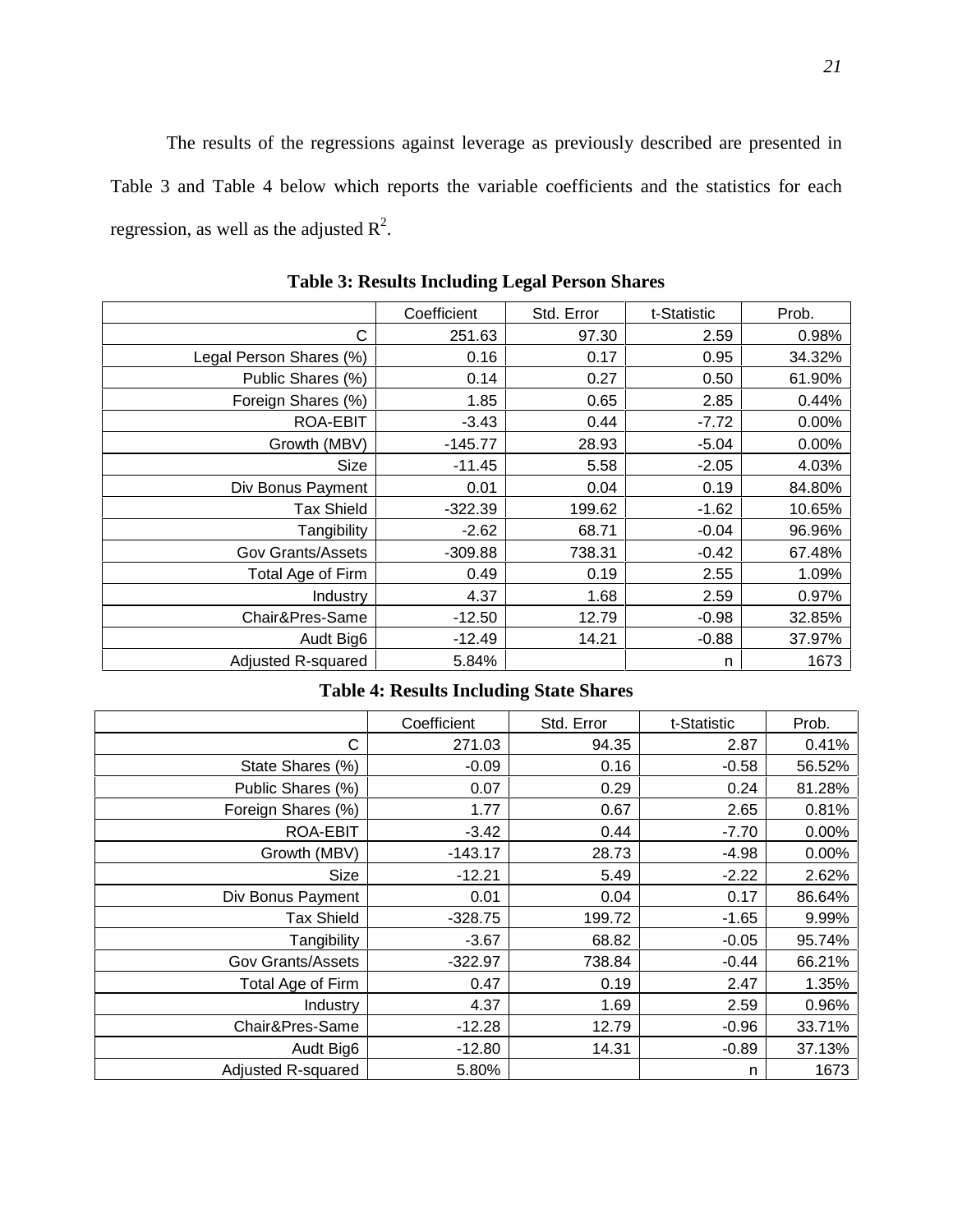The results of the regressions against leverage as previously described are presented in Table 3 and Table 4 below which reports the variable coefficients and the statistics for each regression, as well as the adjusted $R^2$.

**Table 3: Results Including Legal Person Shares**

| | Coefficient | Std. Error | t-Statistic | Prob. |
|---|---|---|---|---|
| C | 251.63 | 97.30 | 2.59 | 0.98% |
| Legal Person Shares (%) | 0.16 | 0.17 | 0.95 | 34.32% |
| Public Shares (%) | 0.14 | 0.27 | 0.50 | 61.90% |
| Foreign Shares (%) | 1.85 | 0.65 | 2.85 | 0.44% |
| ROA-EBIT | -3.43 | 0.44 | -7.72 | 0.00% |
| Growth (MBV) | -145.77 | 28.93 | -5.04 | 0.00% |
| Size | -11.45 | 5.58 | -2.05 | 4.03% |
| Div Bonus Payment | 0.01 | 0.04 | 0.19 | 84.80% |
| Tax Shield | -322.39 | 199.62 | -1.62 | 10.65% |
| Tangibility | -2.62 | 68.71 | -0.04 | 96.96% |
| Gov Grants/Assets | -309.88 | 738.31 | -0.42 | 67.48% |
| Total Age of Firm | 0.49 | 0.19 | 2.55 | 1.09% |
| Industry | 4.37 | 1.68 | 2.59 | 0.97% |
| Chair&Pres-Same | -12.50 | 12.79 | -0.98 | 32.85% |
| Audt Big6 | -12.49 | 14.21 | -0.88 | 37.97% |
| Adjusted R-squared | 5.84% | | n | 1673 |

**Table 4: Results Including State Shares**

| | Coefficient | Std. Error | t-Statistic | Prob. |
|---|---|---|---|---|
| C | 271.03 | 94.35 | 2.87 | 0.41% |
| State Shares (%) | -0.09 | 0.16 | -0.58 | 56.52% |
| Public Shares (%) | 0.07 | 0.29 | 0.24 | 81.28% |
| Foreign Shares (%) | 1.77 | 0.67 | 2.65 | 0.81% |
| ROA-EBIT | -3.42 | 0.44 | -7.70 | 0.00% |
| Growth (MBV) | -143.17 | 28.73 | -4.98 | 0.00% |
| Size | -12.21 | 5.49 | -2.22 | 2.62% |
| Div Bonus Payment | 0.01 | 0.04 | 0.17 | 86.64% |
| Tax Shield | -328.75 | 199.72 | -1.65 | 9.99% |
| Tangibility | -3.67 | 68.82 | -0.05 | 95.74% |
| Gov Grants/Assets | -322.97 | 738.84 | -0.44 | 66.21% |
| Total Age of Firm | 0.47 | 0.19 | 2.47 | 1.35% |
| Industry | 4.37 | 1.69 | 2.59 | 0.96% |
| Chair&Pres-Same | -12.28 | 12.79 | -0.96 | 33.71% |
| Audt Big6 | -12.80 | 14.31 | -0.89 | 37.13% |
| Adjusted R-squared | 5.80% | | n | 1673 |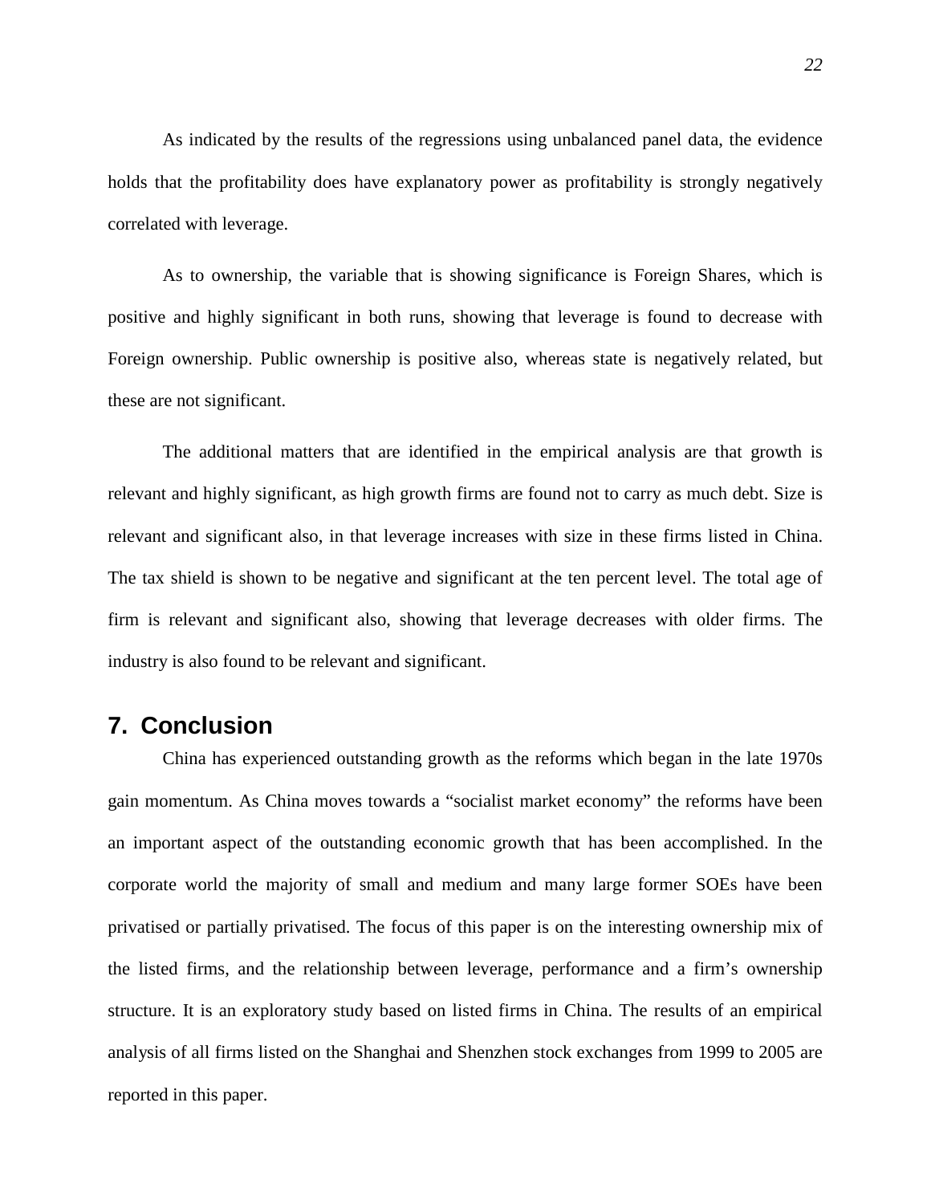As indicated by the results of the regressions using unbalanced panel data, the evidence holds that the profitability does have explanatory power as profitability is strongly negatively correlated with leverage.

As to ownership, the variable that is showing significance is Foreign Shares, which is positive and highly significant in both runs, showing that leverage is found to decrease with Foreign ownership. Public ownership is positive also, whereas state is negatively related, but these are not significant.

The additional matters that are identified in the empirical analysis are that growth is relevant and highly significant, as high growth firms are found not to carry as much debt. Size is relevant and significant also, in that leverage increases with size in these firms listed in China. The tax shield is shown to be negative and significant at the ten percent level. The total age of firm is relevant and significant also, showing that leverage decreases with older firms. The industry is also found to be relevant and significant.

## 7. Conclusion

China has experienced outstanding growth as the reforms which began in the late 1970s gain momentum. As China moves towards a "socialist market economy" the reforms have been an important aspect of the outstanding economic growth that has been accomplished. In the corporate world the majority of small and medium and many large former SOEs have been privatised or partially privatised. The focus of this paper is on the interesting ownership mix of the listed firms, and the relationship between leverage, performance and a firm's ownership structure. It is an exploratory study based on listed firms in China. The results of an empirical analysis of all firms listed on the Shanghai and Shenzhen stock exchanges from 1999 to 2005 are reported in this paper.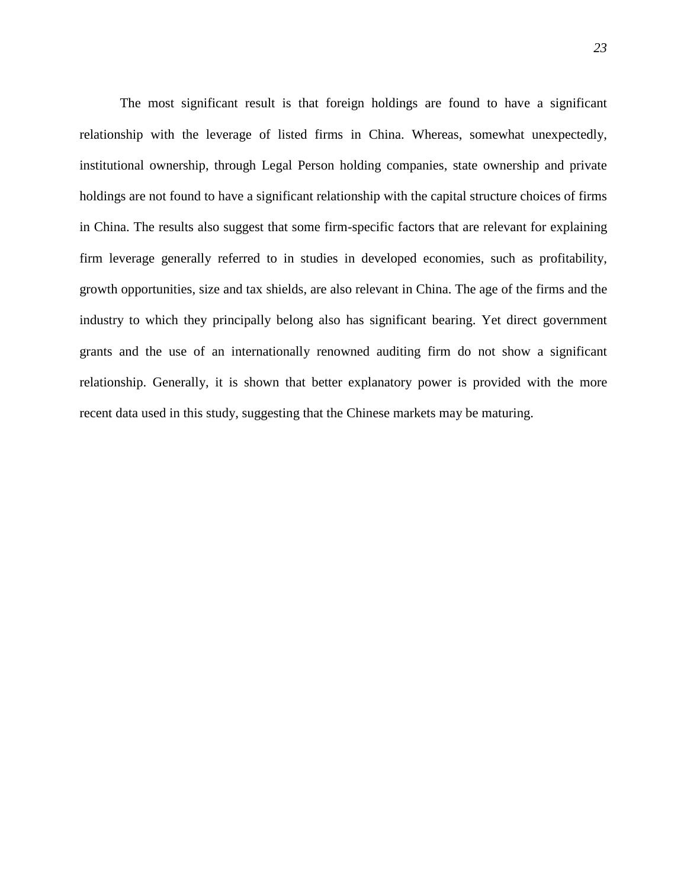The most significant result is that foreign holdings are found to have a significant relationship with the leverage of listed firms in China. Whereas, somewhat unexpectedly, institutional ownership, through Legal Person holding companies, state ownership and private holdings are not found to have a significant relationship with the capital structure choices of firms in China. The results also suggest that some firm-specific factors that are relevant for explaining firm leverage generally referred to in studies in developed economies, such as profitability, growth opportunities, size and tax shields, are also relevant in China. The age of the firms and the industry to which they principally belong also has significant bearing. Yet direct government grants and the use of an internationally renowned auditing firm do not show a significant relationship. Generally, it is shown that better explanatory power is provided with the more recent data used in this study, suggesting that the Chinese markets may be maturing.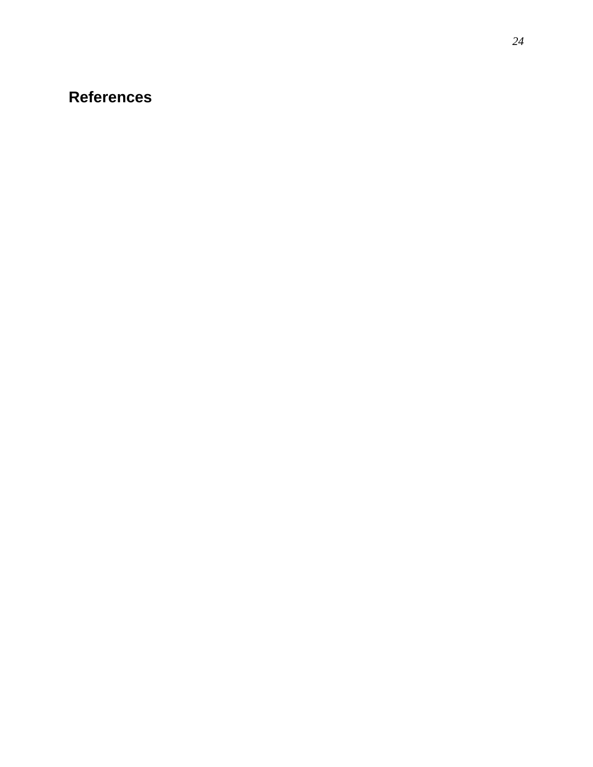## References